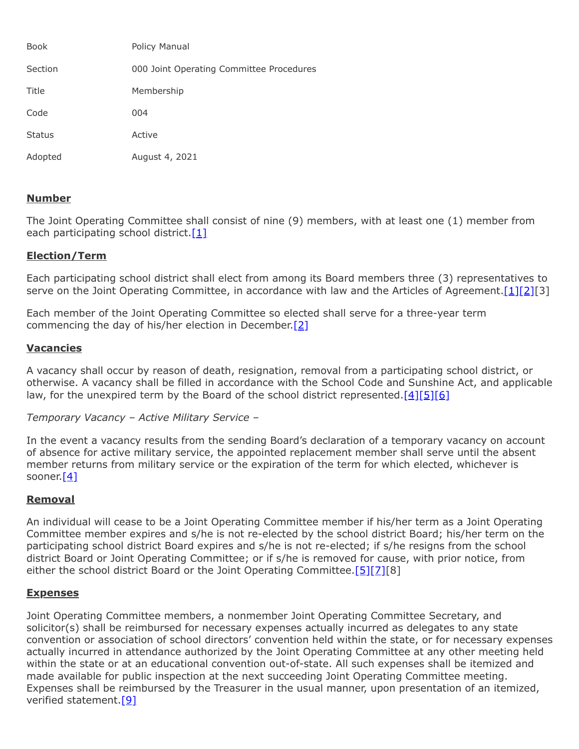| | |
|---|---|
| Book | Policy Manual |
| Section | 000 Joint Operating Committee Procedures |
| Title | Membership |
| Code | 004 |
| Status | Active |
| Adopted | August 4, 2021 |

## Number

The Joint Operating Committee shall consist of nine (9) members, with at least one (1) member from each participating school district.[1]

## Election/Term

Each participating school district shall elect from among its Board members three (3) representatives to serve on the Joint Operating Committee, in accordance with law and the Articles of Agreement.[1][2][3]

Each member of the Joint Operating Committee so elected shall serve for a three-year term commencing the day of his/her election in December.[2]

## Vacancies

A vacancy shall occur by reason of death, resignation, removal from a participating school district, or otherwise. A vacancy shall be filled in accordance with the School Code and Sunshine Act, and applicable law, for the unexpired term by the Board of the school district represented.[4][5][6]

*Temporary Vacancy – Active Military Service –*

In the event a vacancy results from the sending Board's declaration of a temporary vacancy on account of absence for active military service, the appointed replacement member shall serve until the absent member returns from military service or the expiration of the term for which elected, whichever is sooner.[4]

## Removal

An individual will cease to be a Joint Operating Committee member if his/her term as a Joint Operating Committee member expires and s/he is not re-elected by the school district Board; his/her term on the participating school district Board expires and s/he is not re-elected; if s/he resigns from the school district Board or Joint Operating Committee; or if s/he is removed for cause, with prior notice, from either the school district Board or the Joint Operating Committee.[5][7][8]

## Expenses

Joint Operating Committee members, a nonmember Joint Operating Committee Secretary, and solicitor(s) shall be reimbursed for necessary expenses actually incurred as delegates to any state convention or association of school directors' convention held within the state, or for necessary expenses actually incurred in attendance authorized by the Joint Operating Committee at any other meeting held within the state or at an educational convention out-of-state. All such expenses shall be itemized and made available for public inspection at the next succeeding Joint Operating Committee meeting. Expenses shall be reimbursed by the Treasurer in the usual manner, upon presentation of an itemized, verified statement.[9]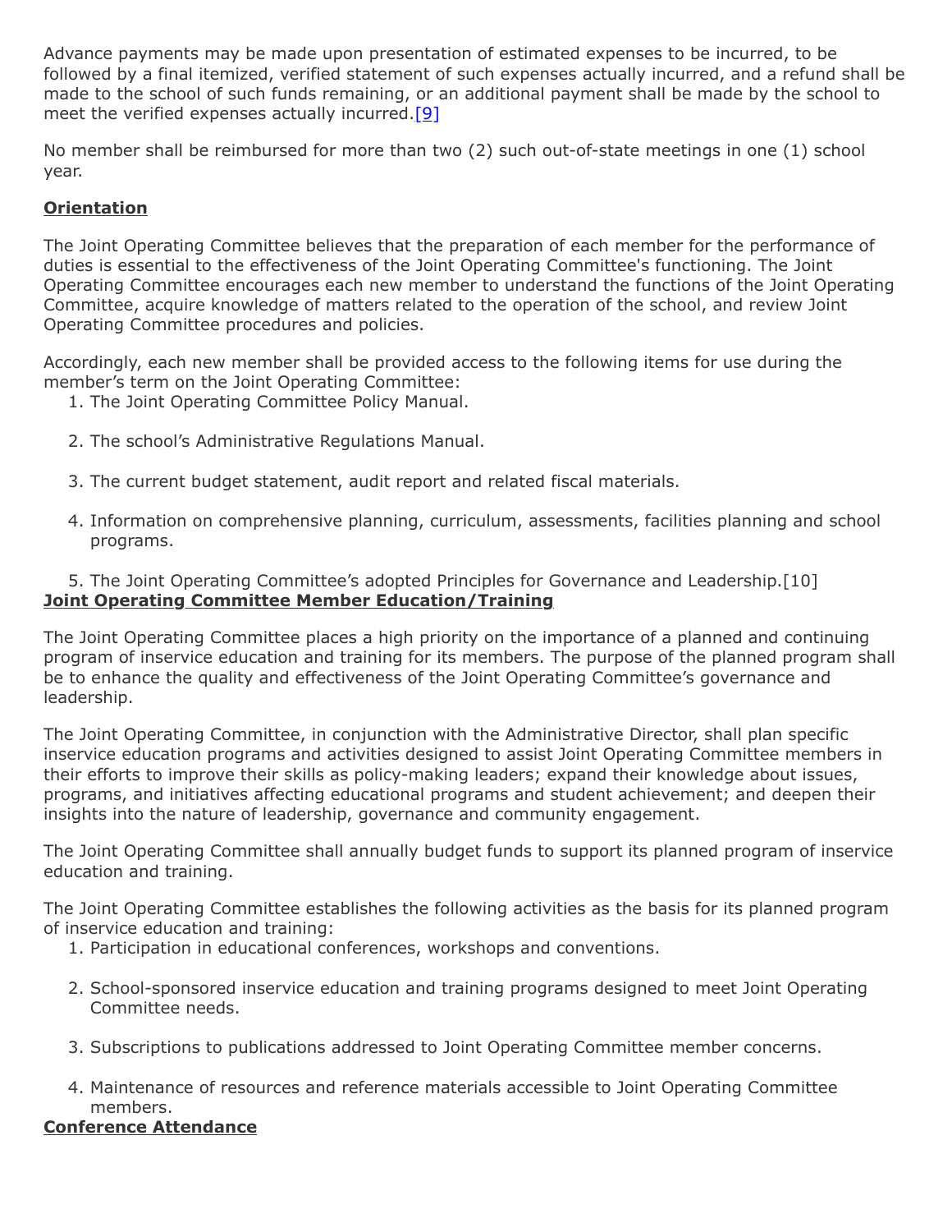Advance payments may be made upon presentation of estimated expenses to be incurred, to be followed by a final itemized, verified statement of such expenses actually incurred, and a refund shall be made to the school of such funds remaining, or an additional payment shall be made by the school to meet the verified expenses actually incurred.[9]

No member shall be reimbursed for more than two (2) such out-of-state meetings in one (1) school year.

**Orientation**

The Joint Operating Committee believes that the preparation of each member for the performance of duties is essential to the effectiveness of the Joint Operating Committee's functioning. The Joint Operating Committee encourages each new member to understand the functions of the Joint Operating Committee, acquire knowledge of matters related to the operation of the school, and review Joint Operating Committee procedures and policies.

Accordingly, each new member shall be provided access to the following items for use during the member's term on the Joint Operating Committee:

1. The Joint Operating Committee Policy Manual.
2. The school's Administrative Regulations Manual.
3. The current budget statement, audit report and related fiscal materials.
4. Information on comprehensive planning, curriculum, assessments, facilities planning and school programs.
5. The Joint Operating Committee's adopted Principles for Governance and Leadership.[10]

**Joint Operating Committee Member Education/Training**

The Joint Operating Committee places a high priority on the importance of a planned and continuing program of inservice education and training for its members. The purpose of the planned program shall be to enhance the quality and effectiveness of the Joint Operating Committee's governance and leadership.

The Joint Operating Committee, in conjunction with the Administrative Director, shall plan specific inservice education programs and activities designed to assist Joint Operating Committee members in their efforts to improve their skills as policy-making leaders; expand their knowledge about issues, programs, and initiatives affecting educational programs and student achievement; and deepen their insights into the nature of leadership, governance and community engagement.

The Joint Operating Committee shall annually budget funds to support its planned program of inservice education and training.

The Joint Operating Committee establishes the following activities as the basis for its planned program of inservice education and training:

1. Participation in educational conferences, workshops and conventions.
2. School-sponsored inservice education and training programs designed to meet Joint Operating Committee needs.
3. Subscriptions to publications addressed to Joint Operating Committee member concerns.
4. Maintenance of resources and reference materials accessible to Joint Operating Committee members.

**Conference Attendance**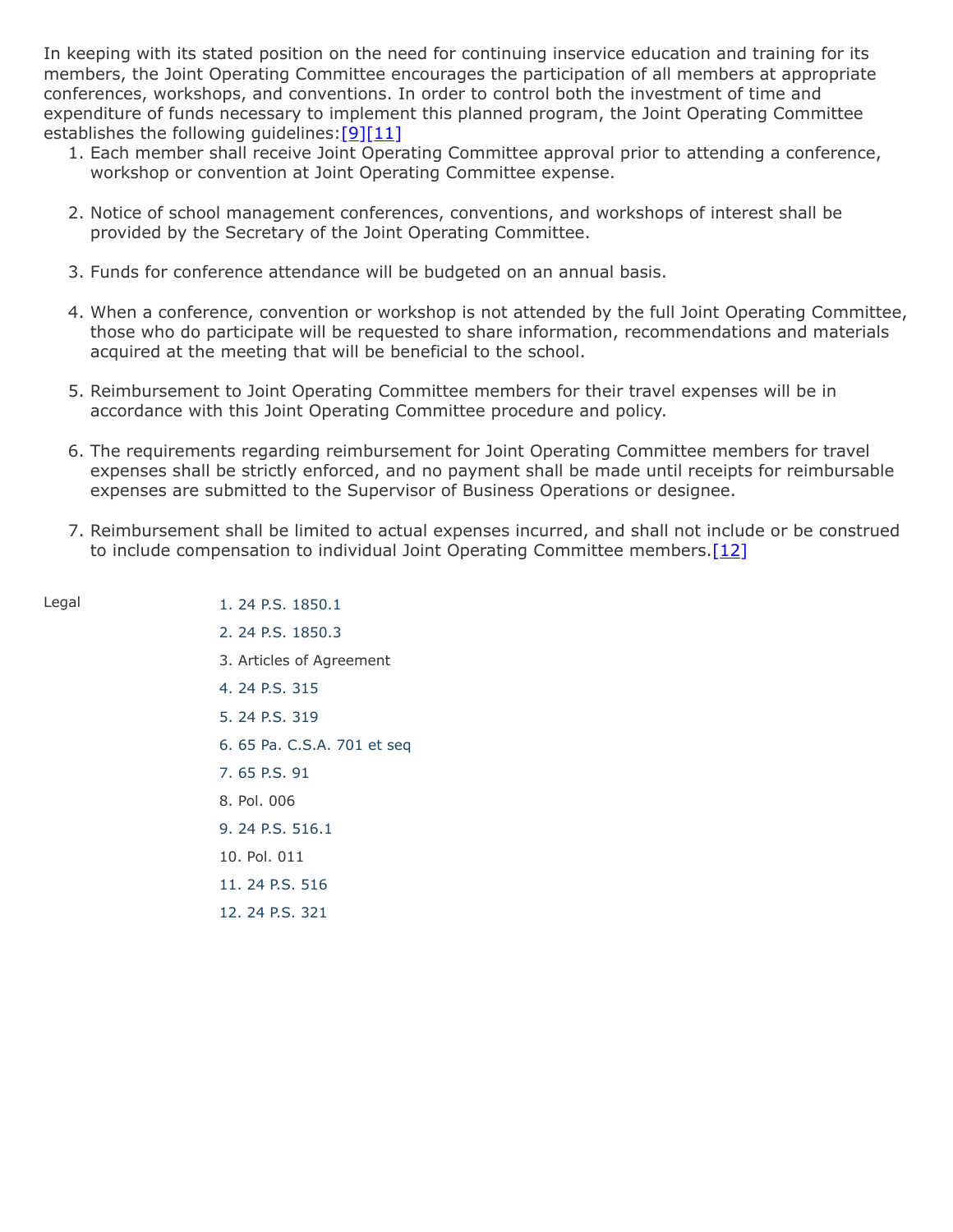In keeping with its stated position on the need for continuing inservice education and training for its members, the Joint Operating Committee encourages the participation of all members at appropriate conferences, workshops, and conventions. In order to control both the investment of time and expenditure of funds necessary to implement this planned program, the Joint Operating Committee establishes the following guidelines:[9][11]

1. Each member shall receive Joint Operating Committee approval prior to attending a conference, workshop or convention at Joint Operating Committee expense.

2. Notice of school management conferences, conventions, and workshops of interest shall be provided by the Secretary of the Joint Operating Committee.

3. Funds for conference attendance will be budgeted on an annual basis.

4. When a conference, convention or workshop is not attended by the full Joint Operating Committee, those who do participate will be requested to share information, recommendations and materials acquired at the meeting that will be beneficial to the school.

5. Reimbursement to Joint Operating Committee members for their travel expenses will be in accordance with this Joint Operating Committee procedure and policy.

6. The requirements regarding reimbursement for Joint Operating Committee members for travel expenses shall be strictly enforced, and no payment shall be made until receipts for reimbursable expenses are submitted to the Supervisor of Business Operations or designee.

7. Reimbursement shall be limited to actual expenses incurred, and shall not include or be construed to include compensation to individual Joint Operating Committee members.[12]

Legal

1. 24 P.S. 1850.1
2. 24 P.S. 1850.3
3. Articles of Agreement
4. 24 P.S. 315
5. 24 P.S. 319
6. 65 Pa. C.S.A. 701 et seq
7. 65 P.S. 91
8. Pol. 006
9. 24 P.S. 516.1
10. Pol. 011
11. 24 P.S. 516
12. 24 P.S. 321